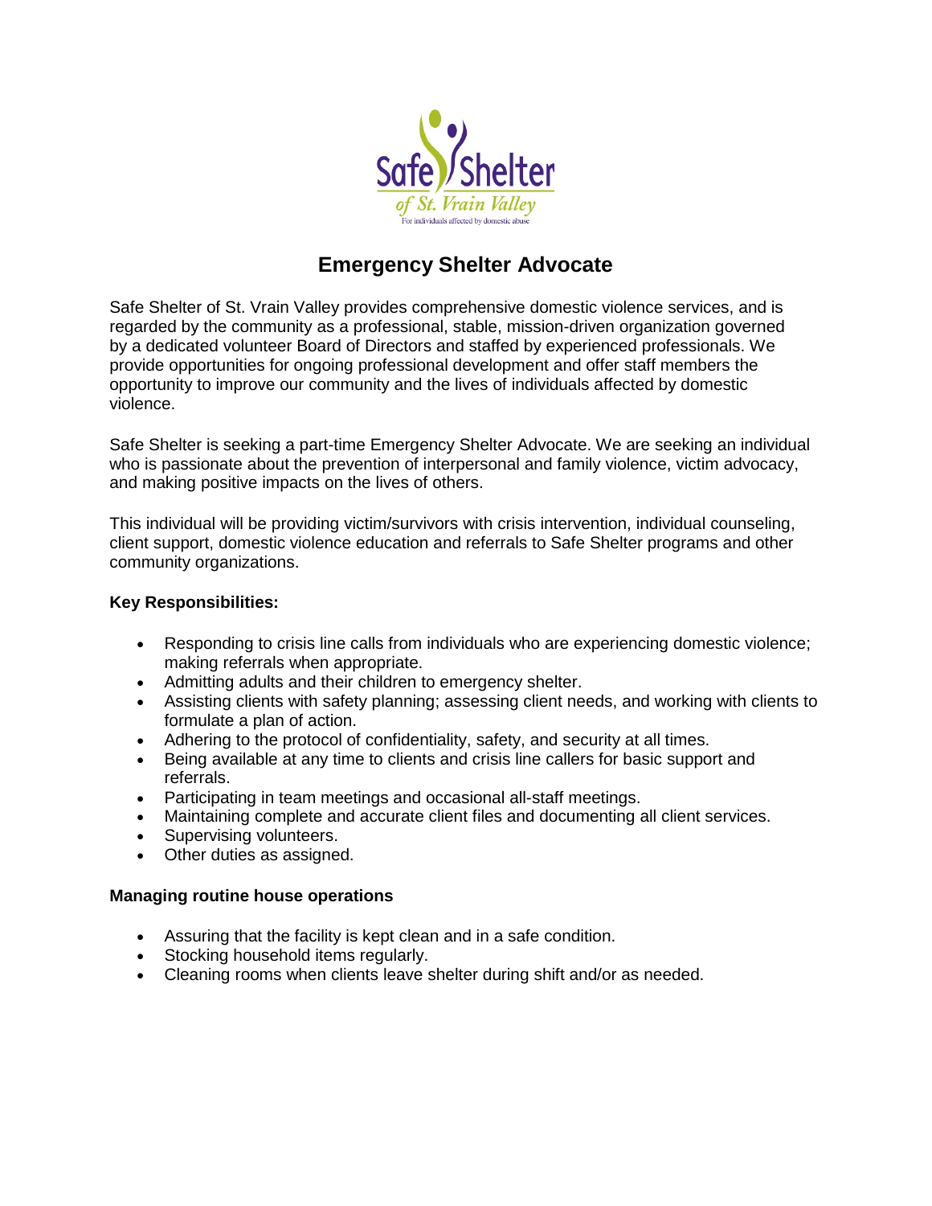Safe Shelter of St. Vrain Valley

For individuals affected by domestic abuse

# Emergency Shelter Advocate

Safe Shelter of St. Vrain Valley provides comprehensive domestic violence services, and is regarded by the community as a professional, stable, mission-driven organization governed by a dedicated volunteer Board of Directors and staffed by experienced professionals. We provide opportunities for ongoing professional development and offer staff members the opportunity to improve our community and the lives of individuals affected by domestic violence.

Safe Shelter is seeking a part-time Emergency Shelter Advocate. We are seeking an individual who is passionate about the prevention of interpersonal and family violence, victim advocacy, and making positive impacts on the lives of others.

This individual will be providing victim/survivors with crisis intervention, individual counseling, client support, domestic violence education and referrals to Safe Shelter programs and other community organizations.

**Key Responsibilities:**

- Responding to crisis line calls from individuals who are experiencing domestic violence; making referrals when appropriate.
- Admitting adults and their children to emergency shelter.
- Assisting clients with safety planning; assessing client needs, and working with clients to formulate a plan of action.
- Adhering to the protocol of confidentiality, safety, and security at all times.
- Being available at any time to clients and crisis line callers for basic support and referrals.
- Participating in team meetings and occasional all-staff meetings.
- Maintaining complete and accurate client files and documenting all client services.
- Supervising volunteers.
- Other duties as assigned.

**Managing routine house operations**

- Assuring that the facility is kept clean and in a safe condition.
- Stocking household items regularly.
- Cleaning rooms when clients leave shelter during shift and/or as needed.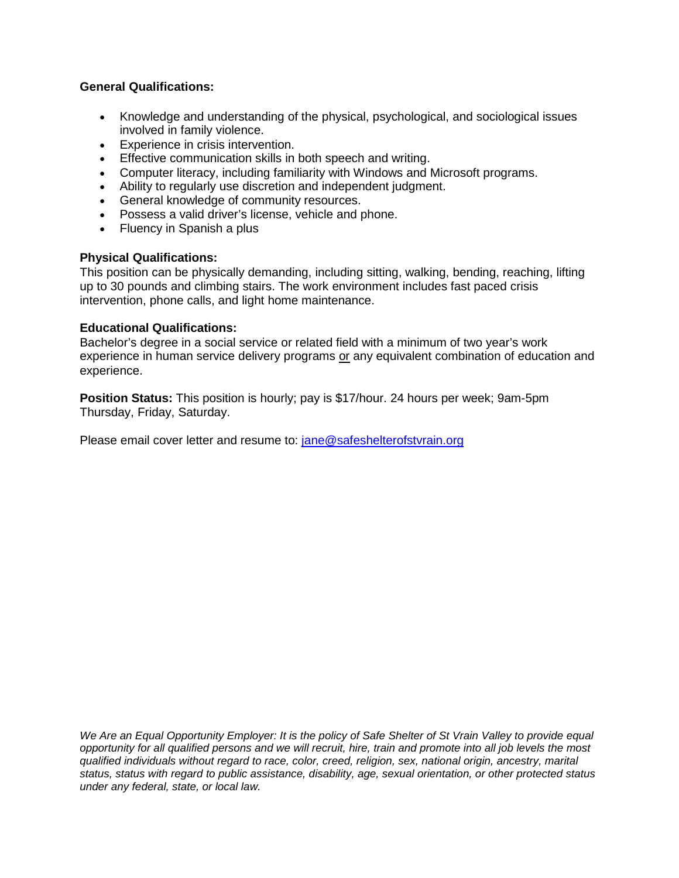**General Qualifications:**

- Knowledge and understanding of the physical, psychological, and sociological issues involved in family violence.
- Experience in crisis intervention.
- Effective communication skills in both speech and writing.
- Computer literacy, including familiarity with Windows and Microsoft programs.
- Ability to regularly use discretion and independent judgment.
- General knowledge of community resources.
- Possess a valid driver's license, vehicle and phone.
- Fluency in Spanish a plus

**Physical Qualifications:**
This position can be physically demanding, including sitting, walking, bending, reaching, lifting up to 30 pounds and climbing stairs. The work environment includes fast paced crisis intervention, phone calls, and light home maintenance.

**Educational Qualifications:**
Bachelor's degree in a social service or related field with a minimum of two year's work experience in human service delivery programs or any equivalent combination of education and experience.

**Position Status:** This position is hourly; pay is $17/hour. 24 hours per week; 9am-5pm Thursday, Friday, Saturday.

Please email cover letter and resume to: jane@safeshelterofstvrain.org

*We Are an Equal Opportunity Employer: It is the policy of Safe Shelter of St Vrain Valley to provide equal opportunity for all qualified persons and we will recruit, hire, train and promote into all job levels the most qualified individuals without regard to race, color, creed, religion, sex, national origin, ancestry, marital status, status with regard to public assistance, disability, age, sexual orientation, or other protected status under any federal, state, or local law.*